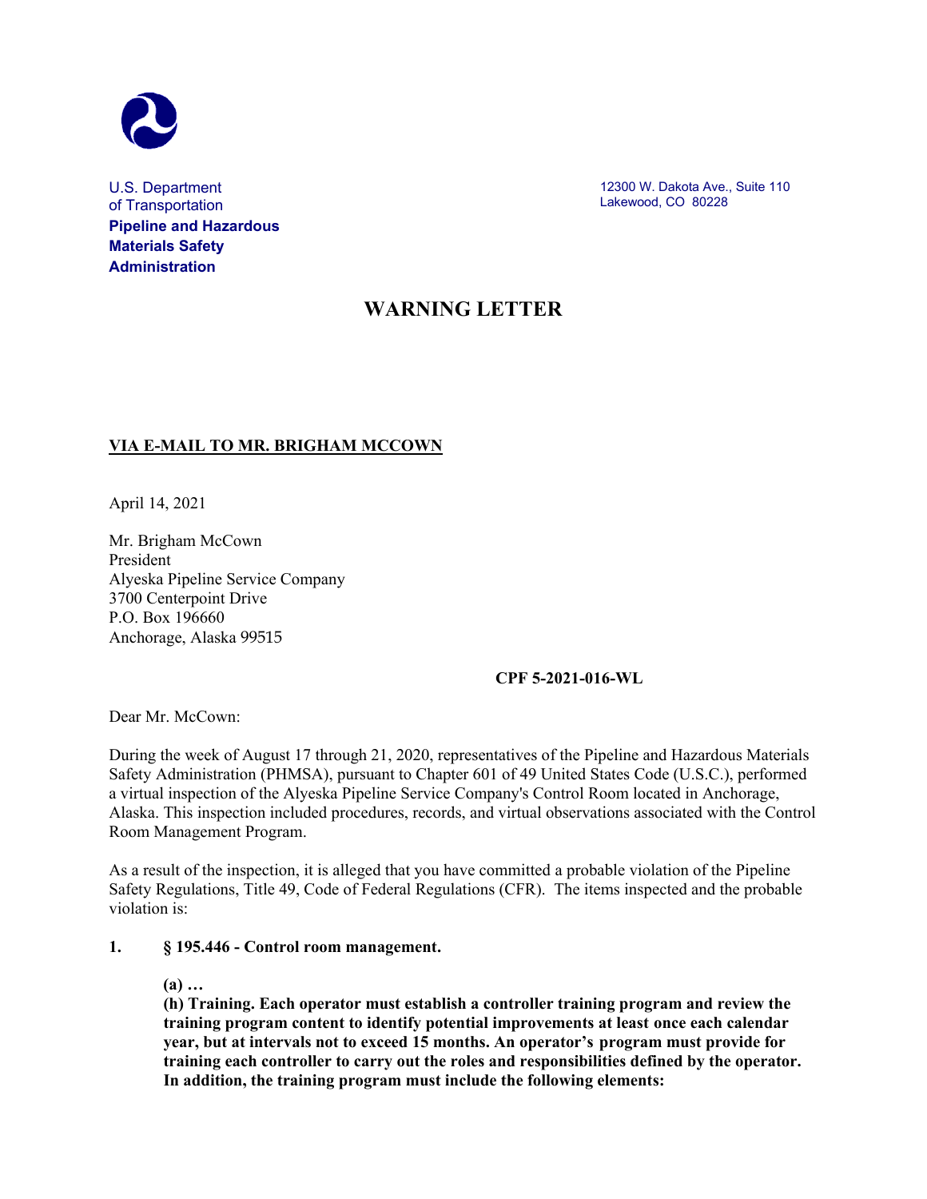U.S. Department of Transportation
**Pipeline and Hazardous Materials Safety Administration**

12300 W. Dakota Ave., Suite 110
Lakewood, CO 80228

# WARNING LETTER

**VIA E-MAIL TO MR. BRIGHAM MCCOWN**

April 14, 2021

Mr. Brigham McCown
President
Alyeska Pipeline Service Company
3700 Centerpoint Drive
P.O. Box 196660
Anchorage, Alaska 99515

**CPF 5-2021-016-WL**

Dear Mr. McCown:

During the week of August 17 through 21, 2020, representatives of the Pipeline and Hazardous Materials Safety Administration (PHMSA), pursuant to Chapter 601 of 49 United States Code (U.S.C.), performed a virtual inspection of the Alyeska Pipeline Service Company's Control Room located in Anchorage, Alaska. This inspection included procedures, records, and virtual observations associated with the Control Room Management Program.

As a result of the inspection, it is alleged that you have committed a probable violation of the Pipeline Safety Regulations, Title 49, Code of Federal Regulations (CFR). The items inspected and the probable violation is:

**1. § 195.446 - Control room management.**

**(a) …**
**(h) Training. Each operator must establish a controller training program and review the training program content to identify potential improvements at least once each calendar year, but at intervals not to exceed 15 months. An operator's program must provide for training each controller to carry out the roles and responsibilities defined by the operator. In addition, the training program must include the following elements:**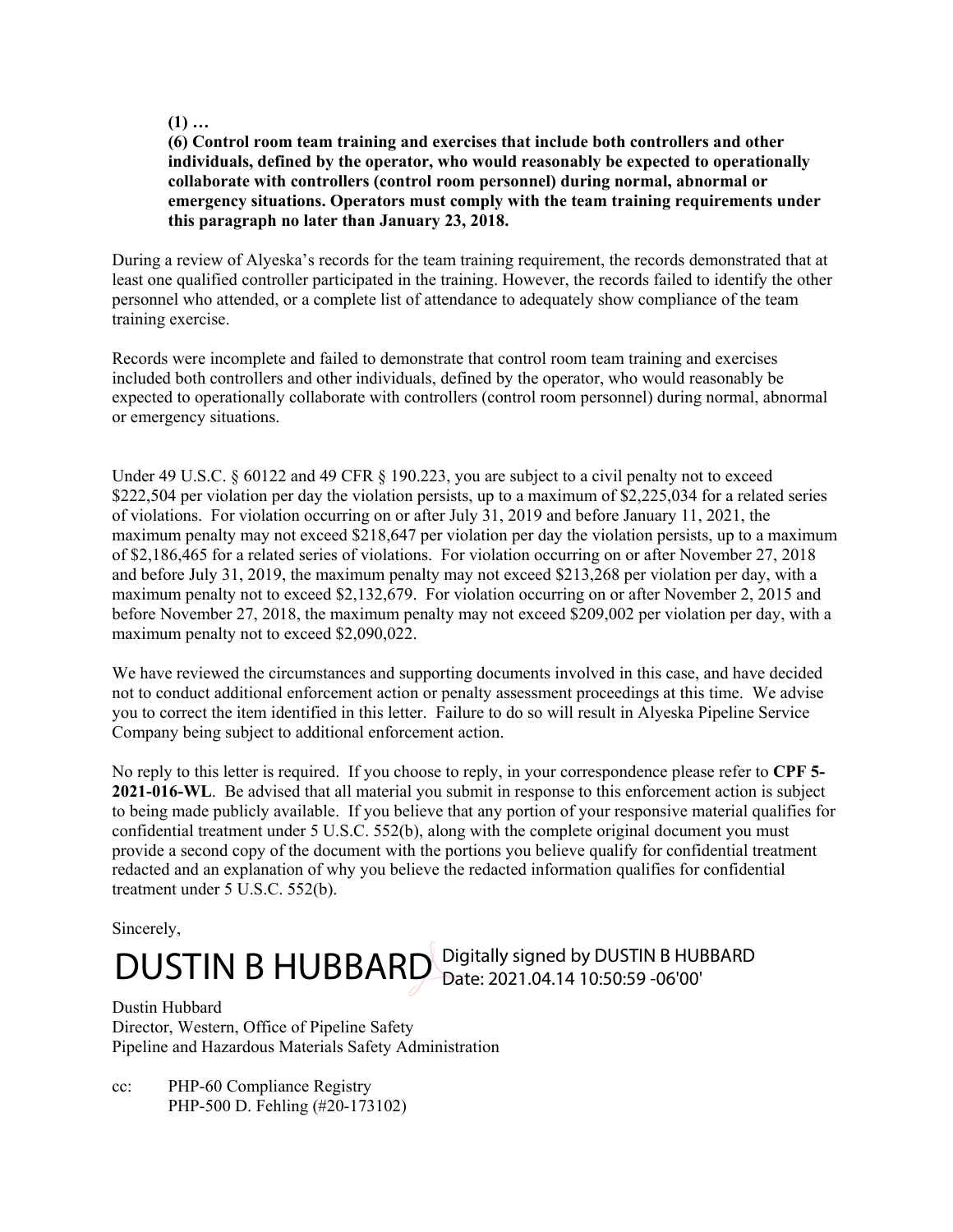**(1) …**

**(6) Control room team training and exercises that include both controllers and other individuals, defined by the operator, who would reasonably be expected to operationally collaborate with controllers (control room personnel) during normal, abnormal or emergency situations. Operators must comply with the team training requirements under this paragraph no later than January 23, 2018.**

During a review of Alyeska's records for the team training requirement, the records demonstrated that at least one qualified controller participated in the training. However, the records failed to identify the other personnel who attended, or a complete list of attendance to adequately show compliance of the team training exercise.

Records were incomplete and failed to demonstrate that control room team training and exercises included both controllers and other individuals, defined by the operator, who would reasonably be expected to operationally collaborate with controllers (control room personnel) during normal, abnormal or emergency situations.

Under 49 U.S.C. § 60122 and 49 CFR § 190.223, you are subject to a civil penalty not to exceed $222,504 per violation per day the violation persists, up to a maximum of $2,225,034 for a related series of violations. For violation occurring on or after July 31, 2019 and before January 11, 2021, the maximum penalty may not exceed $218,647 per violation per day the violation persists, up to a maximum of $2,186,465 for a related series of violations. For violation occurring on or after November 27, 2018 and before July 31, 2019, the maximum penalty may not exceed $213,268 per violation per day, with a maximum penalty not to exceed $2,132,679. For violation occurring on or after November 2, 2015 and before November 27, 2018, the maximum penalty may not exceed $209,002 per violation per day, with a maximum penalty not to exceed $2,090,022.

We have reviewed the circumstances and supporting documents involved in this case, and have decided not to conduct additional enforcement action or penalty assessment proceedings at this time. We advise you to correct the item identified in this letter. Failure to do so will result in Alyeska Pipeline Service Company being subject to additional enforcement action.

No reply to this letter is required. If you choose to reply, in your correspondence please refer to **CPF 5-2021-016-WL**. Be advised that all material you submit in response to this enforcement action is subject to being made publicly available. If you believe that any portion of your responsive material qualifies for confidential treatment under 5 U.S.C. 552(b), along with the complete original document you must provide a second copy of the document with the portions you believe qualify for confidential treatment redacted and an explanation of why you believe the redacted information qualifies for confidential treatment under 5 U.S.C. 552(b).

Sincerely,

DUSTIN B HUBBARD Digitally signed by DUSTIN B HUBBARD Date: 2021.04.14 10:50:59 -06'00'

Dustin Hubbard
Director, Western, Office of Pipeline Safety
Pipeline and Hazardous Materials Safety Administration

cc: PHP-60 Compliance Registry
PHP-500 D. Fehling (#20-173102)